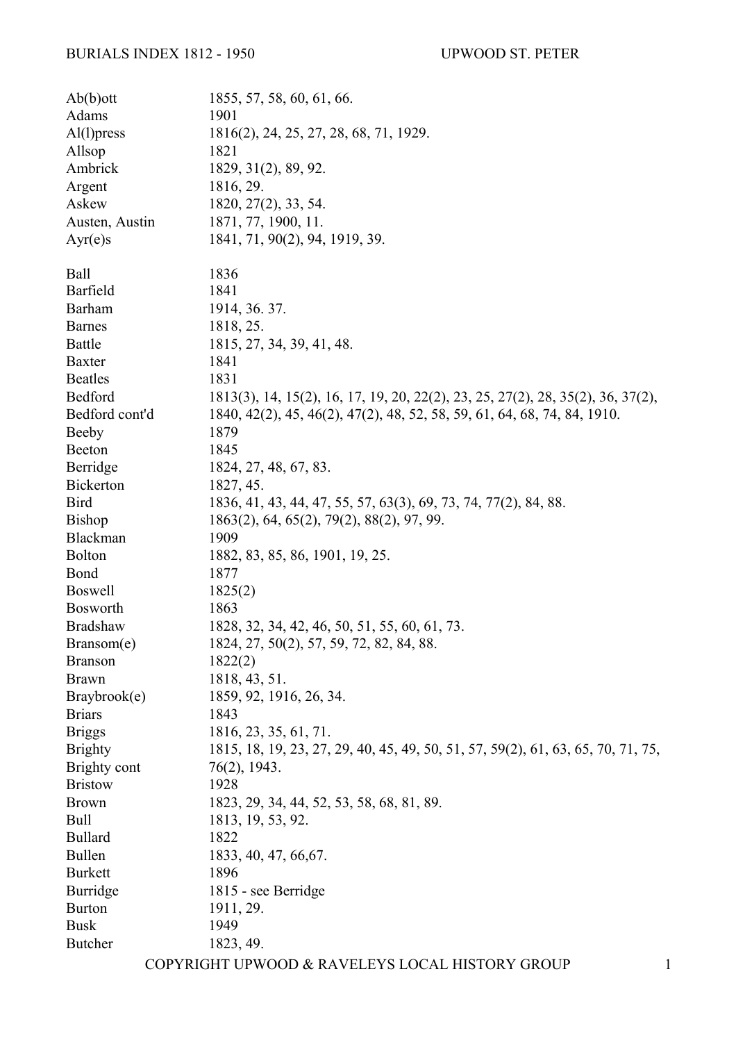# BURIALS INDEX 1812 - 1950 UPWOOD ST. PETER

| | |
|---|---|
| Ab(b)ott | 1855, 57, 58, 60, 61, 66. |
| Adams | 1901 |
| Al(l)press | 1816(2), 24, 25, 27, 28, 68, 71, 1929. |
| Allsop | 1821 |
| Ambrick | 1829, 31(2), 89, 92. |
| Argent | 1816, 29. |
| Askew | 1820, 27(2), 33, 54. |
| Austen, Austin | 1871, 77, 1900, 11. |
| Ayr(e)s | 1841, 71, 90(2), 94, 1919, 39. |
| | |
| Ball | 1836 |
| Barfield | 1841 |
| Barham | 1914, 36. 37. |
| Barnes | 1818, 25. |
| Battle | 1815, 27, 34, 39, 41, 48. |
| Baxter | 1841 |
| Beatles | 1831 |
| Bedford | 1813(3), 14, 15(2), 16, 17, 19, 20, 22(2), 23, 25, 27(2), 28, 35(2), 36, 37(2), |
| Bedford cont'd | 1840, 42(2), 45, 46(2), 47(2), 48, 52, 58, 59, 61, 64, 68, 74, 84, 1910. |
| Beeby | 1879 |
| Beeton | 1845 |
| Berridge | 1824, 27, 48, 67, 83. |
| Bickerton | 1827, 45. |
| Bird | 1836, 41, 43, 44, 47, 55, 57, 63(3), 69, 73, 74, 77(2), 84, 88. |
| Bishop | 1863(2), 64, 65(2), 79(2), 88(2), 97, 99. |
| Blackman | 1909 |
| Bolton | 1882, 83, 85, 86, 1901, 19, 25. |
| Bond | 1877 |
| Boswell | 1825(2) |
| Bosworth | 1863 |
| Bradshaw | 1828, 32, 34, 42, 46, 50, 51, 55, 60, 61, 73. |
| Bransom(e) | 1824, 27, 50(2), 57, 59, 72, 82, 84, 88. |
| Branson | 1822(2) |
| Brawn | 1818, 43, 51. |
| Braybrook(e) | 1859, 92, 1916, 26, 34. |
| Briars | 1843 |
| Briggs | 1816, 23, 35, 61, 71. |
| Brighty | 1815, 18, 19, 23, 27, 29, 40, 45, 49, 50, 51, 57, 59(2), 61, 63, 65, 70, 71, 75, |
| Brighty cont | 76(2), 1943. |
| Bristow | 1928 |
| Brown | 1823, 29, 34, 44, 52, 53, 58, 68, 81, 89. |
| Bull | 1813, 19, 53, 92. |
| Bullard | 1822 |
| Bullen | 1833, 40, 47, 66,67. |
| Burkett | 1896 |
| Burridge | 1815 - see Berridge |
| Burton | 1911, 29. |
| Busk | 1949 |
| Butcher | 1823, 49. |

COPYRIGHT UPWOOD & RAVELEYS LOCAL HISTORY GROUP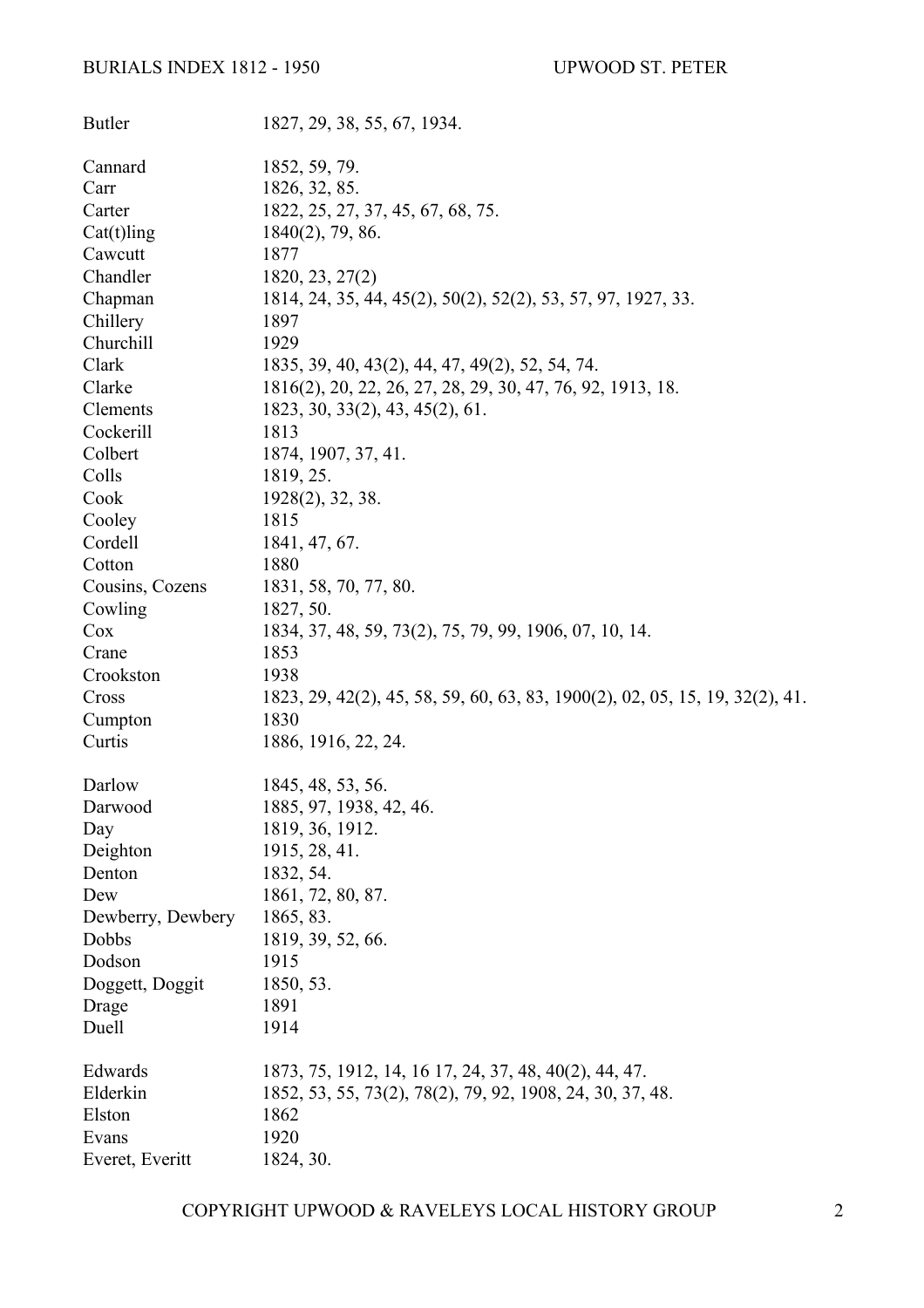| | |
|---|---|
| Butler | 1827, 29, 38, 55, 67, 1934. |
| | |
| Cannard | 1852, 59, 79. |
| Carr | 1826, 32, 85. |
| Carter | 1822, 25, 27, 37, 45, 67, 68, 75. |
| Cat(t)ling | 1840(2), 79, 86. |
| Cawcutt | 1877 |
| Chandler | 1820, 23, 27(2) |
| Chapman | 1814, 24, 35, 44, 45(2), 50(2), 52(2), 53, 57, 97, 1927, 33. |
| Chillery | 1897 |
| Churchill | 1929 |
| Clark | 1835, 39, 40, 43(2), 44, 47, 49(2), 52, 54, 74. |
| Clarke | 1816(2), 20, 22, 26, 27, 28, 29, 30, 47, 76, 92, 1913, 18. |
| Clements | 1823, 30, 33(2), 43, 45(2), 61. |
| Cockerill | 1813 |
| Colbert | 1874, 1907, 37, 41. |
| Colls | 1819, 25. |
| Cook | 1928(2), 32, 38. |
| Cooley | 1815 |
| Cordell | 1841, 47, 67. |
| Cotton | 1880 |
| Cousins, Cozens | 1831, 58, 70, 77, 80. |
| Cowling | 1827, 50. |
| Cox | 1834, 37, 48, 59, 73(2), 75, 79, 99, 1906, 07, 10, 14. |
| Crane | 1853 |
| Crookston | 1938 |
| Cross | 1823, 29, 42(2), 45, 58, 59, 60, 63, 83, 1900(2), 02, 05, 15, 19, 32(2), 41. |
| Cumpton | 1830 |
| Curtis | 1886, 1916, 22, 24. |
| | |
| Darlow | 1845, 48, 53, 56. |
| Darwood | 1885, 97, 1938, 42, 46. |
| Day | 1819, 36, 1912. |
| Deighton | 1915, 28, 41. |
| Denton | 1832, 54. |
| Dew | 1861, 72, 80, 87. |
| Dewberry, Dewbery | 1865, 83. |
| Dobbs | 1819, 39, 52, 66. |
| Dodson | 1915 |
| Doggett, Doggit | 1850, 53. |
| Drage | 1891 |
| Duell | 1914 |
| | |
| Edwards | 1873, 75, 1912, 14, 16 17, 24, 37, 48, 40(2), 44, 47. |
| Elderkin | 1852, 53, 55, 73(2), 78(2), 79, 92, 1908, 24, 30, 37, 48. |
| Elston | 1862 |
| Evans | 1920 |
| Everet, Everitt | 1824, 30. |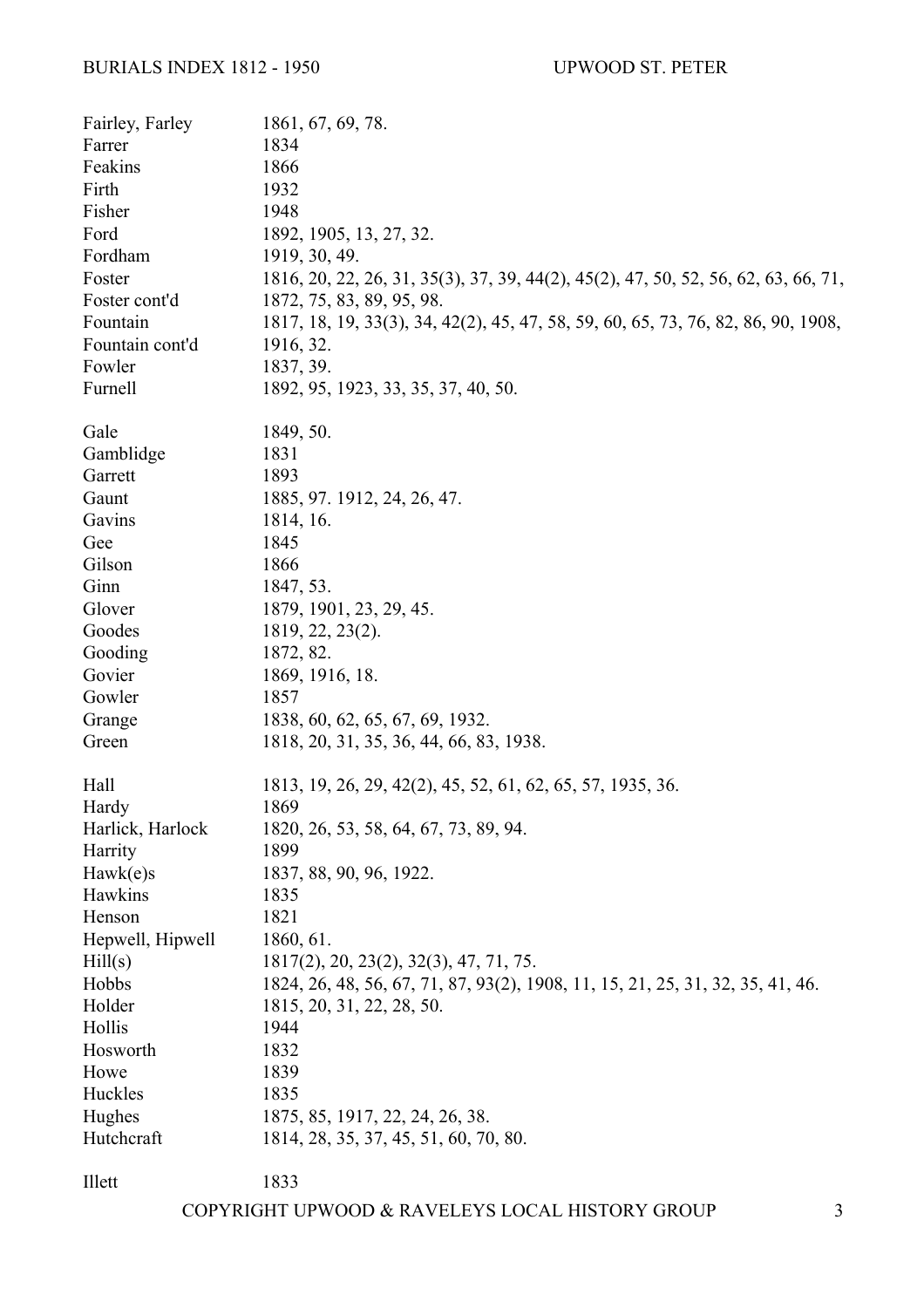| | |
|---|---|
| Fairley, Farley | 1861, 67, 69, 78. |
| Farrer | 1834 |
| Feakins | 1866 |
| Firth | 1932 |
| Fisher | 1948 |
| Ford | 1892, 1905, 13, 27, 32. |
| Fordham | 1919, 30, 49. |
| Foster | 1816, 20, 22, 26, 31, 35(3), 37, 39, 44(2), 45(2), 47, 50, 52, 56, 62, 63, 66, 71, |
| Foster cont'd | 1872, 75, 83, 89, 95, 98. |
| Fountain | 1817, 18, 19, 33(3), 34, 42(2), 45, 47, 58, 59, 60, 65, 73, 76, 82, 86, 90, 1908, |
| Fountain cont'd | 1916, 32. |
| Fowler | 1837, 39. |
| Furnell | 1892, 95, 1923, 33, 35, 37, 40, 50. |
| | |
| Gale | 1849, 50. |
| Gamblidge | 1831 |
| Garrett | 1893 |
| Gaunt | 1885, 97. 1912, 24, 26, 47. |
| Gavins | 1814, 16. |
| Gee | 1845 |
| Gilson | 1866 |
| Ginn | 1847, 53. |
| Glover | 1879, 1901, 23, 29, 45. |
| Goodes | 1819, 22, 23(2). |
| Gooding | 1872, 82. |
| Govier | 1869, 1916, 18. |
| Gowler | 1857 |
| Grange | 1838, 60, 62, 65, 67, 69, 1932. |
| Green | 1818, 20, 31, 35, 36, 44, 66, 83, 1938. |
| | |
| Hall | 1813, 19, 26, 29, 42(2), 45, 52, 61, 62, 65, 57, 1935, 36. |
| Hardy | 1869 |
| Harlick, Harlock | 1820, 26, 53, 58, 64, 67, 73, 89, 94. |
| Harrity | 1899 |
| Hawk(e)s | 1837, 88, 90, 96, 1922. |
| Hawkins | 1835 |
| Henson | 1821 |
| Hepwell, Hipwell | 1860, 61. |
| Hill(s) | 1817(2), 20, 23(2), 32(3), 47, 71, 75. |
| Hobbs | 1824, 26, 48, 56, 67, 71, 87, 93(2), 1908, 11, 15, 21, 25, 31, 32, 35, 41, 46. |
| Holder | 1815, 20, 31, 22, 28, 50. |
| Hollis | 1944 |
| Hosworth | 1832 |
| Howe | 1839 |
| Huckles | 1835 |
| Hughes | 1875, 85, 1917, 22, 24, 26, 38. |
| Hutchcraft | 1814, 28, 35, 37, 45, 51, 60, 70, 80. |
| | |
| Illett | 1833 |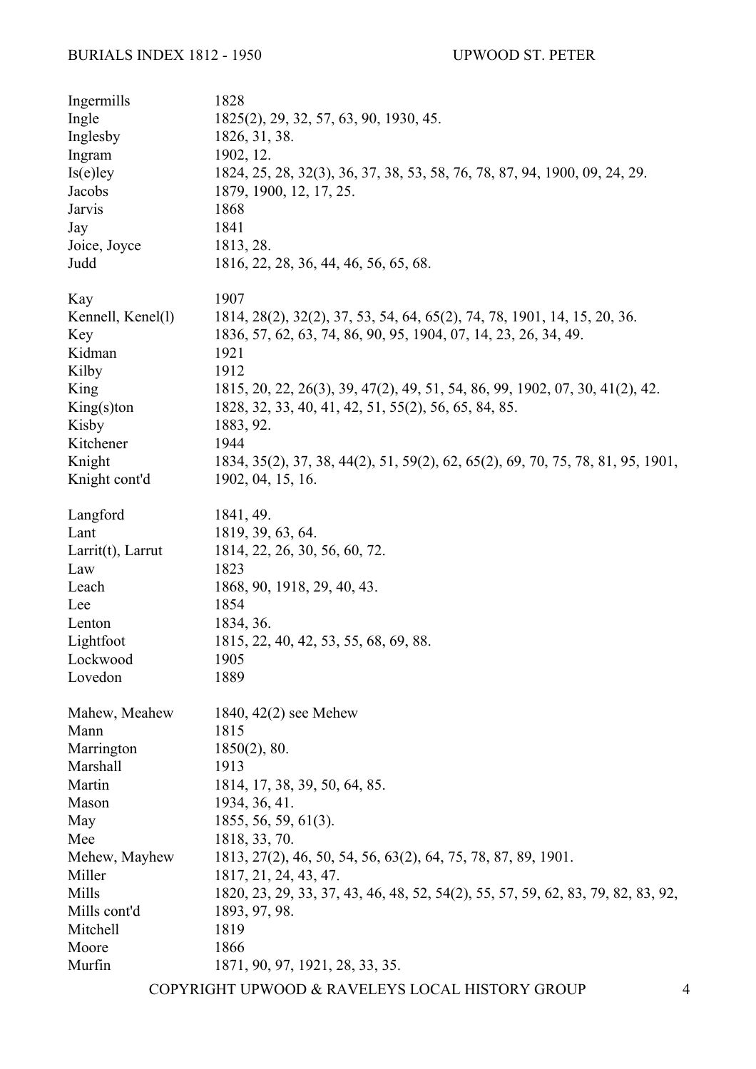| Surname | Years |
|---|---|
| Ingermills | 1828 |
| Ingle | 1825(2), 29, 32, 57, 63, 90, 1930, 45. |
| Inglesby | 1826, 31, 38. |
| Ingram | 1902, 12. |
| Is(e)ley | 1824, 25, 28, 32(3), 36, 37, 38, 53, 58, 76, 78, 87, 94, 1900, 09, 24, 29. |
| Jacobs | 1879, 1900, 12, 17, 25. |
| Jarvis | 1868 |
| Jay | 1841 |
| Joice, Joyce | 1813, 28. |
| Judd | 1816, 22, 28, 36, 44, 46, 56, 65, 68. |
| | |
| Kay | 1907 |
| Kennell, Kenel(l) | 1814, 28(2), 32(2), 37, 53, 54, 64, 65(2), 74, 78, 1901, 14, 15, 20, 36. |
| Key | 1836, 57, 62, 63, 74, 86, 90, 95, 1904, 07, 14, 23, 26, 34, 49. |
| Kidman | 1921 |
| Kilby | 1912 |
| King | 1815, 20, 22, 26(3), 39, 47(2), 49, 51, 54, 86, 99, 1902, 07, 30, 41(2), 42. |
| King(s)ton | 1828, 32, 33, 40, 41, 42, 51, 55(2), 56, 65, 84, 85. |
| Kisby | 1883, 92. |
| Kitchener | 1944 |
| Knight | 1834, 35(2), 37, 38, 44(2), 51, 59(2), 62, 65(2), 69, 70, 75, 78, 81, 95, 1901, |
| Knight cont'd | 1902, 04, 15, 16. |
| | |
| Langford | 1841, 49. |
| Lant | 1819, 39, 63, 64. |
| Larrit(t), Larrut | 1814, 22, 26, 30, 56, 60, 72. |
| Law | 1823 |
| Leach | 1868, 90, 1918, 29, 40, 43. |
| Lee | 1854 |
| Lenton | 1834, 36. |
| Lightfoot | 1815, 22, 40, 42, 53, 55, 68, 69, 88. |
| Lockwood | 1905 |
| Lovedon | 1889 |
| | |
| Mahew, Meahew | 1840, 42(2) see Mehew |
| Mann | 1815 |
| Marrington | 1850(2), 80. |
| Marshall | 1913 |
| Martin | 1814, 17, 38, 39, 50, 64, 85. |
| Mason | 1934, 36, 41. |
| May | 1855, 56, 59, 61(3). |
| Mee | 1818, 33, 70. |
| Mehew, Mayhew | 1813, 27(2), 46, 50, 54, 56, 63(2), 64, 75, 78, 87, 89, 1901. |
| Miller | 1817, 21, 24, 43, 47. |
| Mills | 1820, 23, 29, 33, 37, 43, 46, 48, 52, 54(2), 55, 57, 59, 62, 83, 79, 82, 83, 92, |
| Mills cont'd | 1893, 97, 98. |
| Mitchell | 1819 |
| Moore | 1866 |
| Murfin | 1871, 90, 97, 1921, 28, 33, 35. |

COPYRIGHT UPWOOD & RAVELEYS LOCAL HISTORY GROUP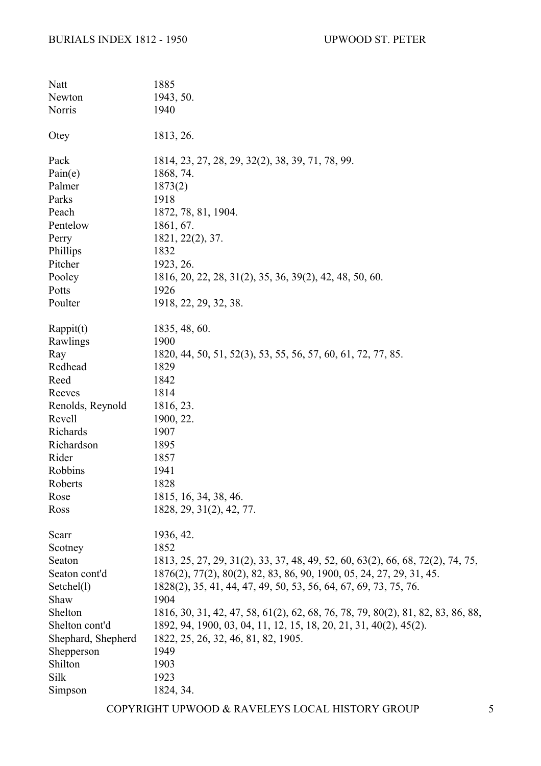| Surname | Years |
| --- | --- |
| Natt | 1885 |
| Newton | 1943, 50. |
| Norris | 1940 |
| | |
| Otey | 1813, 26. |
| | |
| Pack | 1814, 23, 27, 28, 29, 32(2), 38, 39, 71, 78, 99. |
| Pain(e) | 1868, 74. |
| Palmer | 1873(2) |
| Parks | 1918 |
| Peach | 1872, 78, 81, 1904. |
| Pentelow | 1861, 67. |
| Perry | 1821, 22(2), 37. |
| Phillips | 1832 |
| Pitcher | 1923, 26. |
| Pooley | 1816, 20, 22, 28, 31(2), 35, 36, 39(2), 42, 48, 50, 60. |
| Potts | 1926 |
| Poulter | 1918, 22, 29, 32, 38. |
| | |
| Rappit(t) | 1835, 48, 60. |
| Rawlings | 1900 |
| Ray | 1820, 44, 50, 51, 52(3), 53, 55, 56, 57, 60, 61, 72, 77, 85. |
| Redhead | 1829 |
| Reed | 1842 |
| Reeves | 1814 |
| Renolds, Reynold | 1816, 23. |
| Revell | 1900, 22. |
| Richards | 1907 |
| Richardson | 1895 |
| Rider | 1857 |
| Robbins | 1941 |
| Roberts | 1828 |
| Rose | 1815, 16, 34, 38, 46. |
| Ross | 1828, 29, 31(2), 42, 77. |
| | |
| Scarr | 1936, 42. |
| Scotney | 1852 |
| Seaton | 1813, 25, 27, 29, 31(2), 33, 37, 48, 49, 52, 60, 63(2), 66, 68, 72(2), 74, 75, |
| Seaton cont'd | 1876(2), 77(2), 80(2), 82, 83, 86, 90, 1900, 05, 24, 27, 29, 31, 45. |
| Setchel(l) | 1828(2), 35, 41, 44, 47, 49, 50, 53, 56, 64, 67, 69, 73, 75, 76. |
| Shaw | 1904 |
| Shelton | 1816, 30, 31, 42, 47, 58, 61(2), 62, 68, 76, 78, 79, 80(2), 81, 82, 83, 86, 88, |
| Shelton cont'd | 1892, 94, 1900, 03, 04, 11, 12, 15, 18, 20, 21, 31, 40(2), 45(2). |
| Shephard, Shepherd | 1822, 25, 26, 32, 46, 81, 82, 1905. |
| Shepperson | 1949 |
| Shilton | 1903 |
| Silk | 1923 |
| Simpson | 1824, 34. |

COPYRIGHT UPWOOD & RAVELEYS LOCAL HISTORY GROUP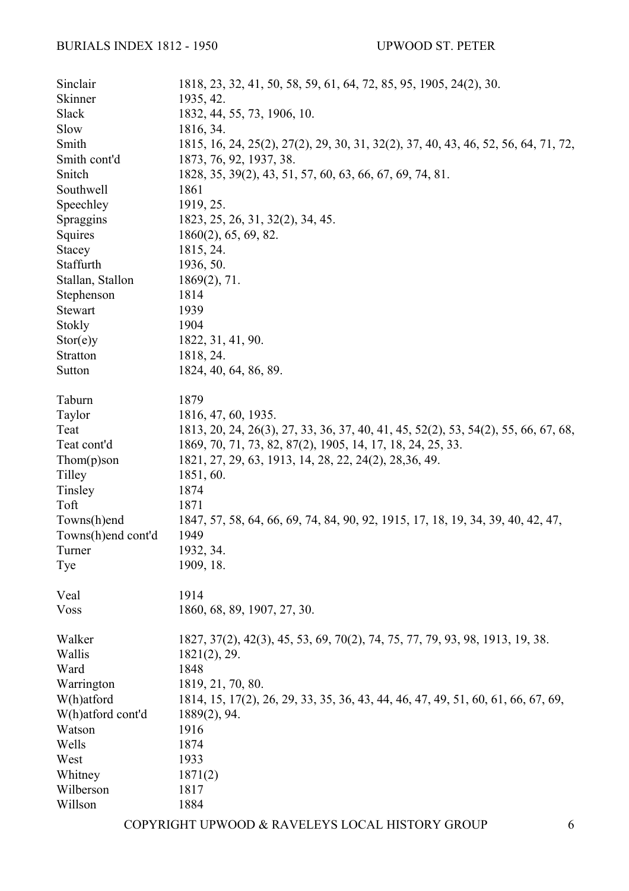| | |
|---|---|
| Sinclair | 1818, 23, 32, 41, 50, 58, 59, 61, 64, 72, 85, 95, 1905, 24(2), 30. |
| Skinner | 1935, 42. |
| Slack | 1832, 44, 55, 73, 1906, 10. |
| Slow | 1816, 34. |
| Smith | 1815, 16, 24, 25(2), 27(2), 29, 30, 31, 32(2), 37, 40, 43, 46, 52, 56, 64, 71, 72, |
| Smith cont'd | 1873, 76, 92, 1937, 38. |
| Snitch | 1828, 35, 39(2), 43, 51, 57, 60, 63, 66, 67, 69, 74, 81. |
| Southwell | 1861 |
| Speechley | 1919, 25. |
| Spraggins | 1823, 25, 26, 31, 32(2), 34, 45. |
| Squires | 1860(2), 65, 69, 82. |
| Stacey | 1815, 24. |
| Staffurth | 1936, 50. |
| Stallan, Stallon | 1869(2), 71. |
| Stephenson | 1814 |
| Stewart | 1939 |
| Stokly | 1904 |
| Stor(e)y | 1822, 31, 41, 90. |
| Stratton | 1818, 24. |
| Sutton | 1824, 40, 64, 86, 89. |
| | |
| Taburn | 1879 |
| Taylor | 1816, 47, 60, 1935. |
| Teat | 1813, 20, 24, 26(3), 27, 33, 36, 37, 40, 41, 45, 52(2), 53, 54(2), 55, 66, 67, 68, |
| Teat cont'd | 1869, 70, 71, 73, 82, 87(2), 1905, 14, 17, 18, 24, 25, 33. |
| Thom(p)son | 1821, 27, 29, 63, 1913, 14, 28, 22, 24(2), 28,36, 49. |
| Tilley | 1851, 60. |
| Tinsley | 1874 |
| Toft | 1871 |
| Towns(h)end | 1847, 57, 58, 64, 66, 69, 74, 84, 90, 92, 1915, 17, 18, 19, 34, 39, 40, 42, 47, |
| Towns(h)end cont'd | 1949 |
| Turner | 1932, 34. |
| Tye | 1909, 18. |
| | |
| Veal | 1914 |
| Voss | 1860, 68, 89, 1907, 27, 30. |
| | |
| Walker | 1827, 37(2), 42(3), 45, 53, 69, 70(2), 74, 75, 77, 79, 93, 98, 1913, 19, 38. |
| Wallis | 1821(2), 29. |
| Ward | 1848 |
| Warrington | 1819, 21, 70, 80. |
| W(h)atford | 1814, 15, 17(2), 26, 29, 33, 35, 36, 43, 44, 46, 47, 49, 51, 60, 61, 66, 67, 69, |
| W(h)atford cont'd | 1889(2), 94. |
| Watson | 1916 |
| Wells | 1874 |
| West | 1933 |
| Whitney | 1871(2) |
| Wilberson | 1817 |
| Willson | 1884 |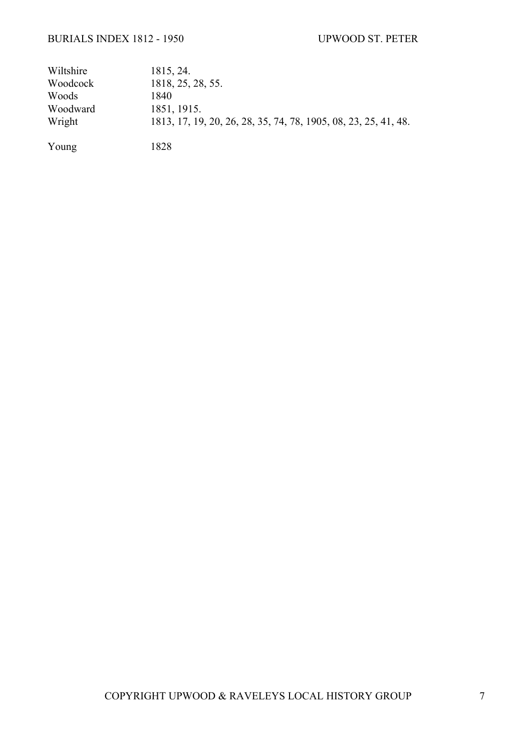| | |
|---|---|
| Wiltshire | 1815, 24. |
| Woodcock | 1818, 25, 28, 55. |
| Woods | 1840 |
| Woodward | 1851, 1915. |
| Wright | 1813, 17, 19, 20, 26, 28, 35, 74, 78, 1905, 08, 23, 25, 41, 48. |
| Young | 1828 |

COPYRIGHT UPWOOD & RAVELEYS LOCAL HISTORY GROUP